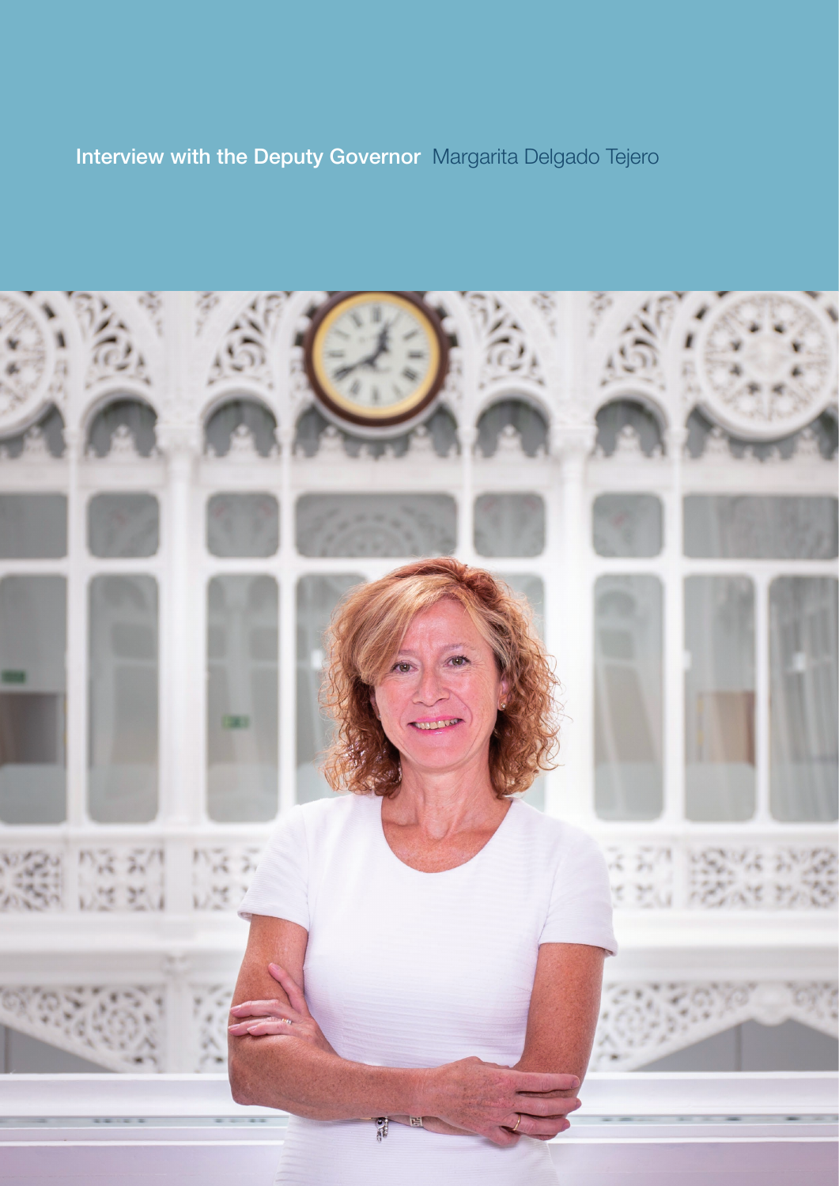# Interview with the Deputy Governor Margarita Delgado Tejero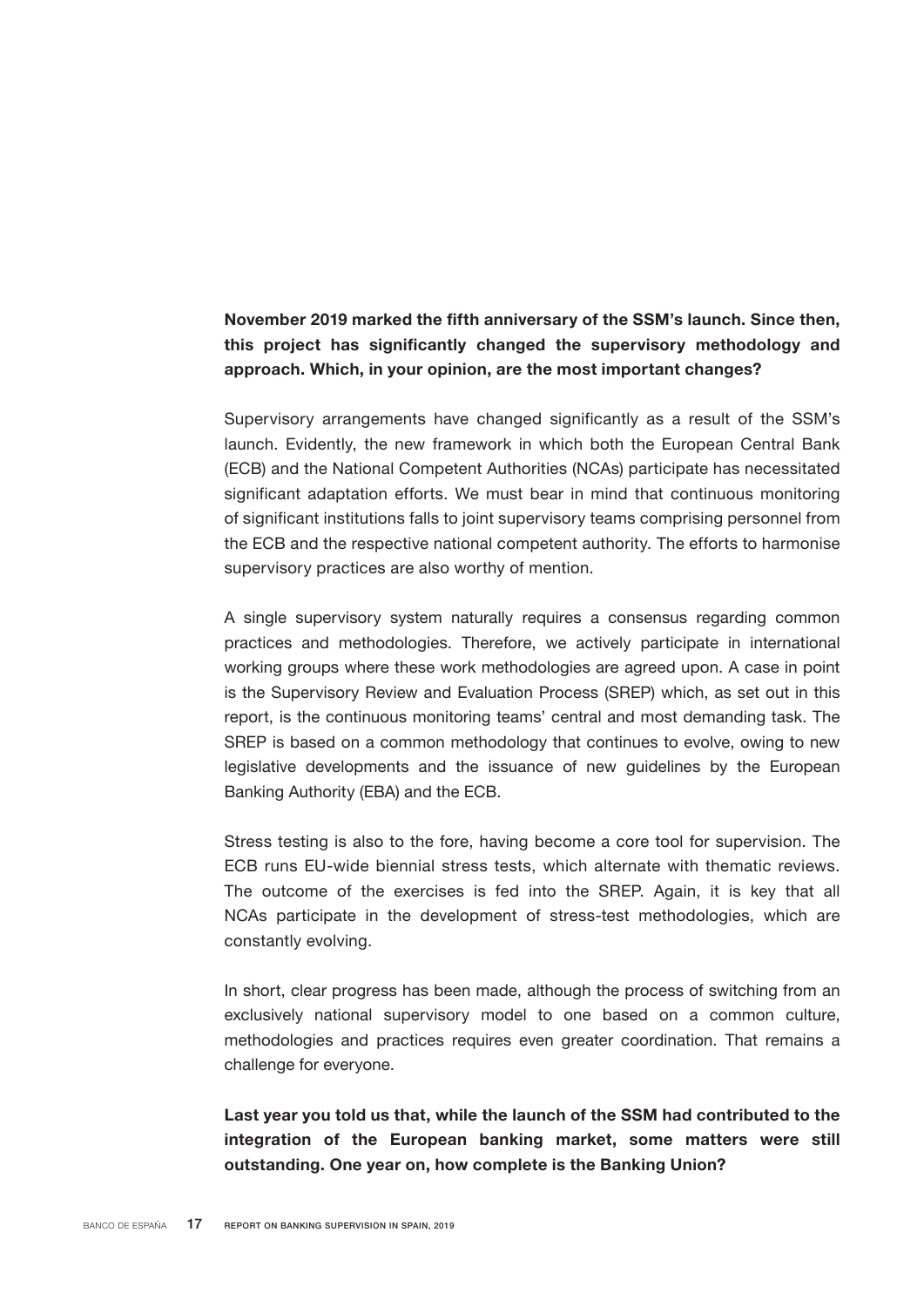**November 2019 marked the fifth anniversary of the SSM's launch. Since then, this project has significantly changed the supervisory methodology and approach. Which, in your opinion, are the most important changes?**

Supervisory arrangements have changed significantly as a result of the SSM's launch. Evidently, the new framework in which both the European Central Bank (ECB) and the National Competent Authorities (NCAs) participate has necessitated significant adaptation efforts. We must bear in mind that continuous monitoring of significant institutions falls to joint supervisory teams comprising personnel from the ECB and the respective national competent authority. The efforts to harmonise supervisory practices are also worthy of mention.

A single supervisory system naturally requires a consensus regarding common practices and methodologies. Therefore, we actively participate in international working groups where these work methodologies are agreed upon. A case in point is the Supervisory Review and Evaluation Process (SREP) which, as set out in this report, is the continuous monitoring teams' central and most demanding task. The SREP is based on a common methodology that continues to evolve, owing to new legislative developments and the issuance of new guidelines by the European Banking Authority (EBA) and the ECB.

Stress testing is also to the fore, having become a core tool for supervision. The ECB runs EU-wide biennial stress tests, which alternate with thematic reviews. The outcome of the exercises is fed into the SREP. Again, it is key that all NCAs participate in the development of stress-test methodologies, which are constantly evolving.

In short, clear progress has been made, although the process of switching from an exclusively national supervisory model to one based on a common culture, methodologies and practices requires even greater coordination. That remains a challenge for everyone.

**Last year you told us that, while the launch of the SSM had contributed to the integration of the European banking market, some matters were still outstanding. One year on, how complete is the Banking Union?**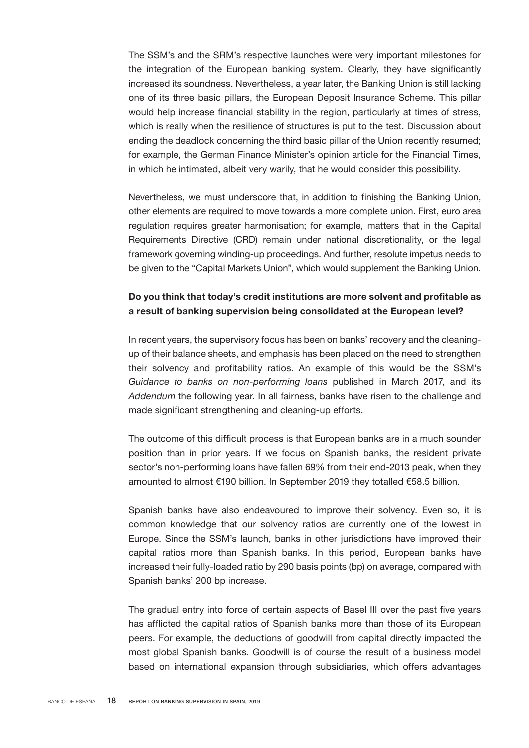The SSM's and the SRM's respective launches were very important milestones for the integration of the European banking system. Clearly, they have significantly increased its soundness. Nevertheless, a year later, the Banking Union is still lacking one of its three basic pillars, the European Deposit Insurance Scheme. This pillar would help increase financial stability in the region, particularly at times of stress, which is really when the resilience of structures is put to the test. Discussion about ending the deadlock concerning the third basic pillar of the Union recently resumed; for example, the German Finance Minister's opinion article for the Financial Times, in which he intimated, albeit very warily, that he would consider this possibility.

Nevertheless, we must underscore that, in addition to finishing the Banking Union, other elements are required to move towards a more complete union. First, euro area regulation requires greater harmonisation; for example, matters that in the Capital Requirements Directive (CRD) remain under national discretionality, or the legal framework governing winding-up proceedings. And further, resolute impetus needs to be given to the "Capital Markets Union", which would supplement the Banking Union.

**Do you think that today's credit institutions are more solvent and profitable as a result of banking supervision being consolidated at the European level?**

In recent years, the supervisory focus has been on banks' recovery and the cleaning-up of their balance sheets, and emphasis has been placed on the need to strengthen their solvency and profitability ratios. An example of this would be the SSM's *Guidance to banks on non-performing loans* published in March 2017, and its *Addendum* the following year. In all fairness, banks have risen to the challenge and made significant strengthening and cleaning-up efforts.

The outcome of this difficult process is that European banks are in a much sounder position than in prior years. If we focus on Spanish banks, the resident private sector's non-performing loans have fallen 69% from their end-2013 peak, when they amounted to almost €190 billion. In September 2019 they totalled €58.5 billion.

Spanish banks have also endeavoured to improve their solvency. Even so, it is common knowledge that our solvency ratios are currently one of the lowest in Europe. Since the SSM's launch, banks in other jurisdictions have improved their capital ratios more than Spanish banks. In this period, European banks have increased their fully-loaded ratio by 290 basis points (bp) on average, compared with Spanish banks' 200 bp increase.

The gradual entry into force of certain aspects of Basel III over the past five years has afflicted the capital ratios of Spanish banks more than those of its European peers. For example, the deductions of goodwill from capital directly impacted the most global Spanish banks. Goodwill is of course the result of a business model based on international expansion through subsidiaries, which offers advantages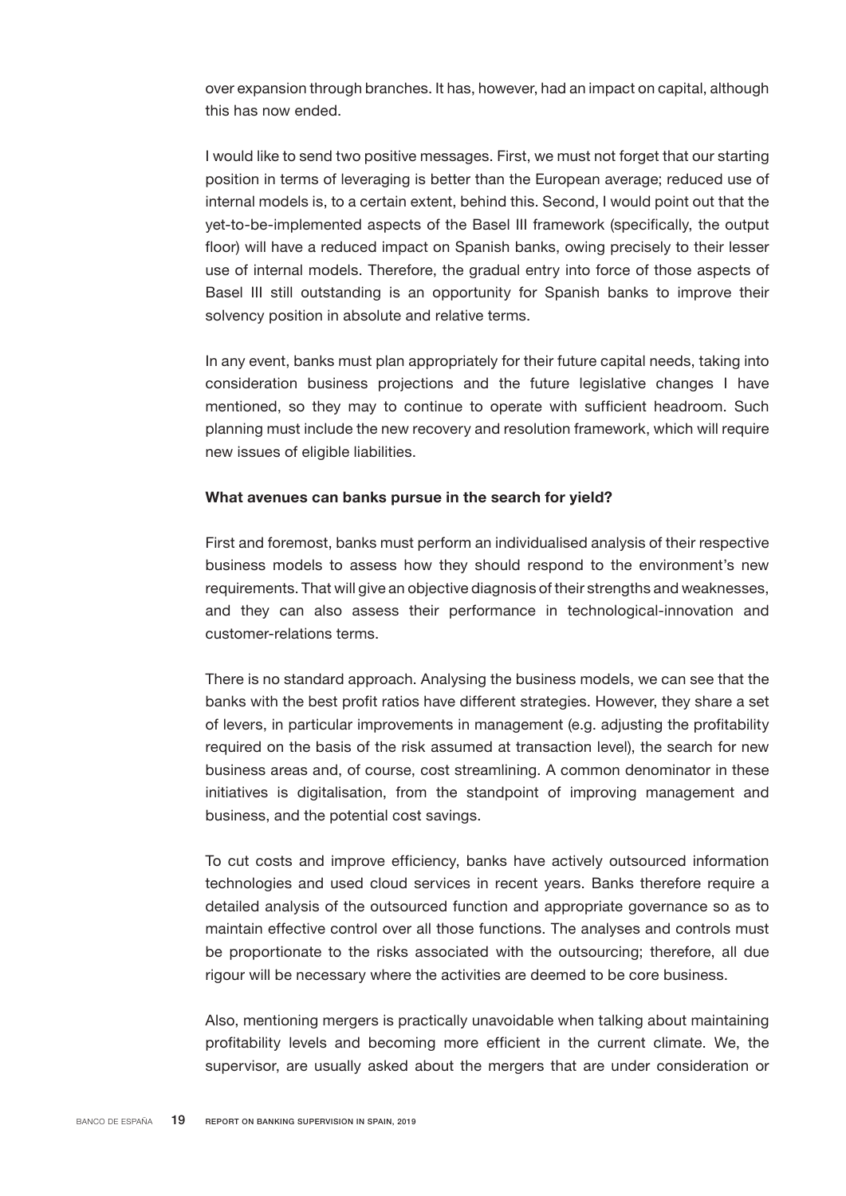over expansion through branches. It has, however, had an impact on capital, although this has now ended.

I would like to send two positive messages. First, we must not forget that our starting position in terms of leveraging is better than the European average; reduced use of internal models is, to a certain extent, behind this. Second, I would point out that the yet-to-be-implemented aspects of the Basel III framework (specifically, the output floor) will have a reduced impact on Spanish banks, owing precisely to their lesser use of internal models. Therefore, the gradual entry into force of those aspects of Basel III still outstanding is an opportunity for Spanish banks to improve their solvency position in absolute and relative terms.

In any event, banks must plan appropriately for their future capital needs, taking into consideration business projections and the future legislative changes I have mentioned, so they may to continue to operate with sufficient headroom. Such planning must include the new recovery and resolution framework, which will require new issues of eligible liabilities.

**What avenues can banks pursue in the search for yield?**

First and foremost, banks must perform an individualised analysis of their respective business models to assess how they should respond to the environment's new requirements. That will give an objective diagnosis of their strengths and weaknesses, and they can also assess their performance in technological-innovation and customer-relations terms.

There is no standard approach. Analysing the business models, we can see that the banks with the best profit ratios have different strategies. However, they share a set of levers, in particular improvements in management (e.g. adjusting the profitability required on the basis of the risk assumed at transaction level), the search for new business areas and, of course, cost streamlining. A common denominator in these initiatives is digitalisation, from the standpoint of improving management and business, and the potential cost savings.

To cut costs and improve efficiency, banks have actively outsourced information technologies and used cloud services in recent years. Banks therefore require a detailed analysis of the outsourced function and appropriate governance so as to maintain effective control over all those functions. The analyses and controls must be proportionate to the risks associated with the outsourcing; therefore, all due rigour will be necessary where the activities are deemed to be core business.

Also, mentioning mergers is practically unavoidable when talking about maintaining profitability levels and becoming more efficient in the current climate. We, the supervisor, are usually asked about the mergers that are under consideration or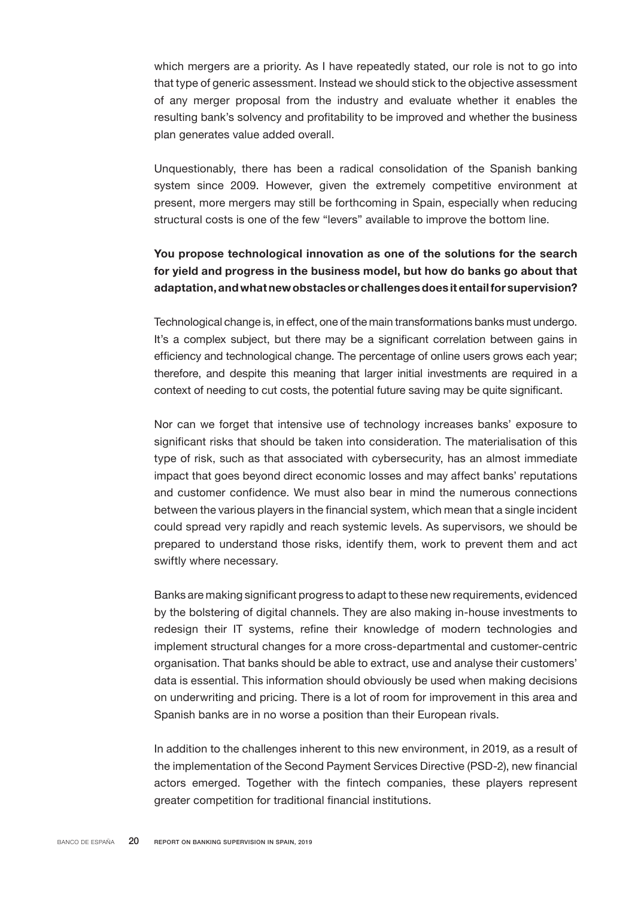which mergers are a priority. As I have repeatedly stated, our role is not to go into that type of generic assessment. Instead we should stick to the objective assessment of any merger proposal from the industry and evaluate whether it enables the resulting bank's solvency and profitability to be improved and whether the business plan generates value added overall.

Unquestionably, there has been a radical consolidation of the Spanish banking system since 2009. However, given the extremely competitive environment at present, more mergers may still be forthcoming in Spain, especially when reducing structural costs is one of the few "levers" available to improve the bottom line.

**You propose technological innovation as one of the solutions for the search for yield and progress in the business model, but how do banks go about that adaptation, and what new obstacles or challenges does it entail for supervision?**

Technological change is, in effect, one of the main transformations banks must undergo. It's a complex subject, but there may be a significant correlation between gains in efficiency and technological change. The percentage of online users grows each year; therefore, and despite this meaning that larger initial investments are required in a context of needing to cut costs, the potential future saving may be quite significant.

Nor can we forget that intensive use of technology increases banks' exposure to significant risks that should be taken into consideration. The materialisation of this type of risk, such as that associated with cybersecurity, has an almost immediate impact that goes beyond direct economic losses and may affect banks' reputations and customer confidence. We must also bear in mind the numerous connections between the various players in the financial system, which mean that a single incident could spread very rapidly and reach systemic levels. As supervisors, we should be prepared to understand those risks, identify them, work to prevent them and act swiftly where necessary.

Banks are making significant progress to adapt to these new requirements, evidenced by the bolstering of digital channels. They are also making in-house investments to redesign their IT systems, refine their knowledge of modern technologies and implement structural changes for a more cross-departmental and customer-centric organisation. That banks should be able to extract, use and analyse their customers' data is essential. This information should obviously be used when making decisions on underwriting and pricing. There is a lot of room for improvement in this area and Spanish banks are in no worse a position than their European rivals.

In addition to the challenges inherent to this new environment, in 2019, as a result of the implementation of the Second Payment Services Directive (PSD-2), new financial actors emerged. Together with the fintech companies, these players represent greater competition for traditional financial institutions.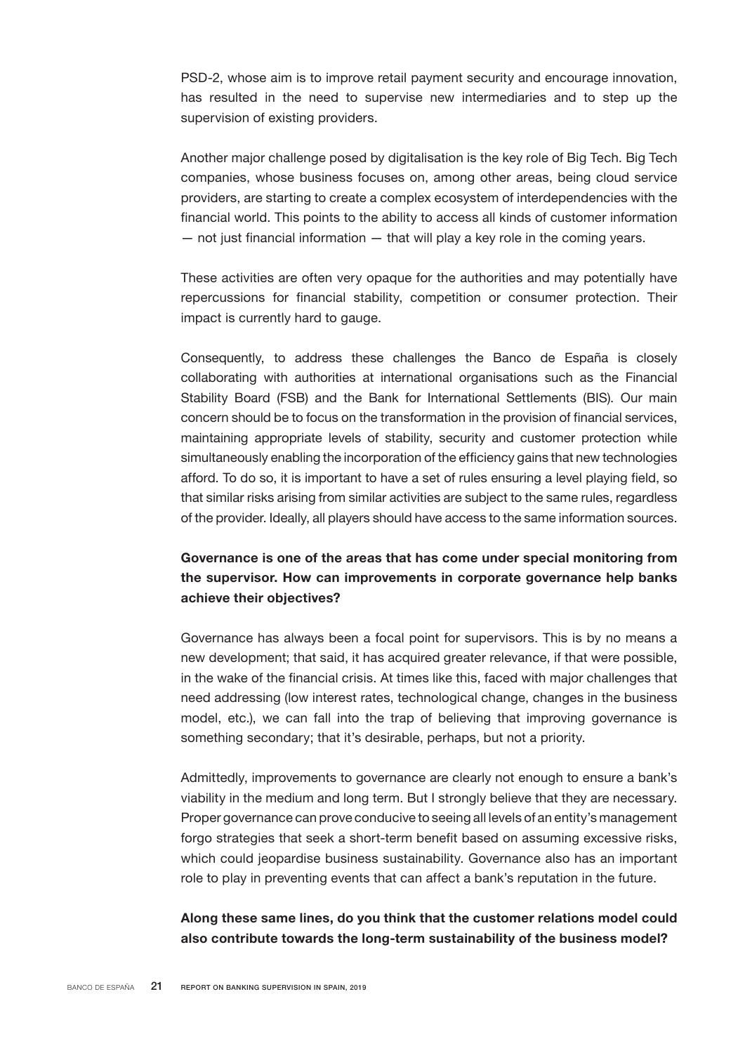PSD-2, whose aim is to improve retail payment security and encourage innovation, has resulted in the need to supervise new intermediaries and to step up the supervision of existing providers.

Another major challenge posed by digitalisation is the key role of Big Tech. Big Tech companies, whose business focuses on, among other areas, being cloud service providers, are starting to create a complex ecosystem of interdependencies with the financial world. This points to the ability to access all kinds of customer information — not just financial information — that will play a key role in the coming years.

These activities are often very opaque for the authorities and may potentially have repercussions for financial stability, competition or consumer protection. Their impact is currently hard to gauge.

Consequently, to address these challenges the Banco de España is closely collaborating with authorities at international organisations such as the Financial Stability Board (FSB) and the Bank for International Settlements (BIS). Our main concern should be to focus on the transformation in the provision of financial services, maintaining appropriate levels of stability, security and customer protection while simultaneously enabling the incorporation of the efficiency gains that new technologies afford. To do so, it is important to have a set of rules ensuring a level playing field, so that similar risks arising from similar activities are subject to the same rules, regardless of the provider. Ideally, all players should have access to the same information sources.

**Governance is one of the areas that has come under special monitoring from the supervisor. How can improvements in corporate governance help banks achieve their objectives?**

Governance has always been a focal point for supervisors. This is by no means a new development; that said, it has acquired greater relevance, if that were possible, in the wake of the financial crisis. At times like this, faced with major challenges that need addressing (low interest rates, technological change, changes in the business model, etc.), we can fall into the trap of believing that improving governance is something secondary; that it's desirable, perhaps, but not a priority.

Admittedly, improvements to governance are clearly not enough to ensure a bank's viability in the medium and long term. But I strongly believe that they are necessary. Proper governance can prove conducive to seeing all levels of an entity's management forgo strategies that seek a short-term benefit based on assuming excessive risks, which could jeopardise business sustainability. Governance also has an important role to play in preventing events that can affect a bank's reputation in the future.

**Along these same lines, do you think that the customer relations model could also contribute towards the long-term sustainability of the business model?**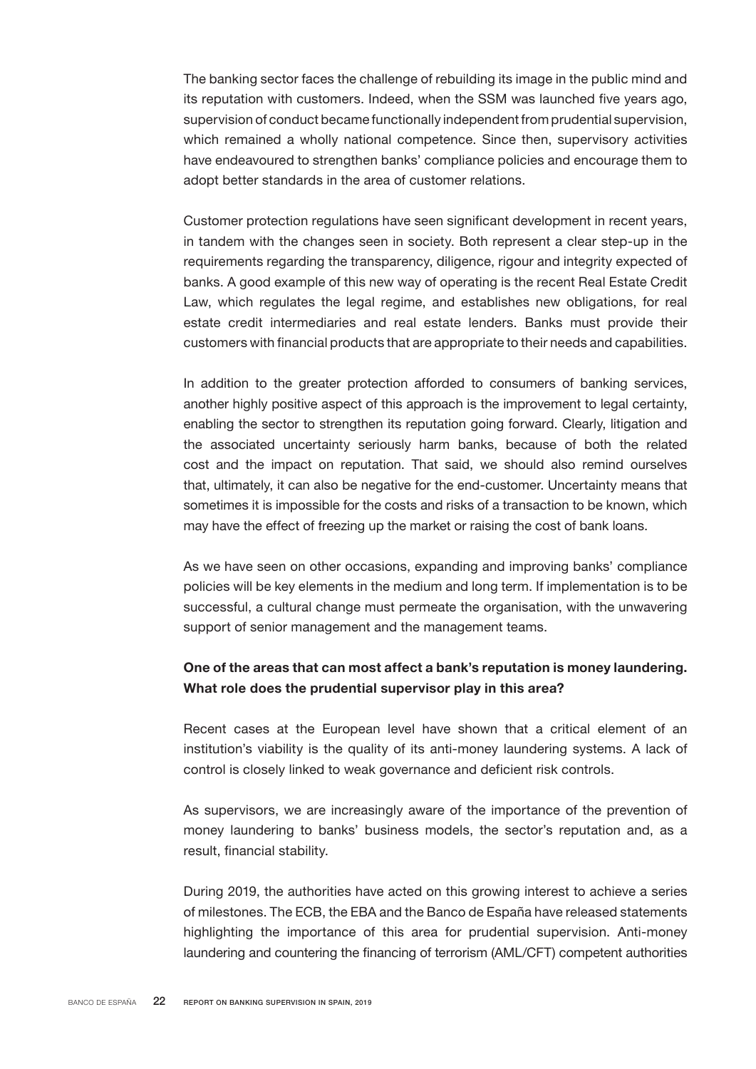The banking sector faces the challenge of rebuilding its image in the public mind and its reputation with customers. Indeed, when the SSM was launched five years ago, supervision of conduct became functionally independent from prudential supervision, which remained a wholly national competence. Since then, supervisory activities have endeavoured to strengthen banks' compliance policies and encourage them to adopt better standards in the area of customer relations.

Customer protection regulations have seen significant development in recent years, in tandem with the changes seen in society. Both represent a clear step-up in the requirements regarding the transparency, diligence, rigour and integrity expected of banks. A good example of this new way of operating is the recent Real Estate Credit Law, which regulates the legal regime, and establishes new obligations, for real estate credit intermediaries and real estate lenders. Banks must provide their customers with financial products that are appropriate to their needs and capabilities.

In addition to the greater protection afforded to consumers of banking services, another highly positive aspect of this approach is the improvement to legal certainty, enabling the sector to strengthen its reputation going forward. Clearly, litigation and the associated uncertainty seriously harm banks, because of both the related cost and the impact on reputation. That said, we should also remind ourselves that, ultimately, it can also be negative for the end-customer. Uncertainty means that sometimes it is impossible for the costs and risks of a transaction to be known, which may have the effect of freezing up the market or raising the cost of bank loans.

As we have seen on other occasions, expanding and improving banks' compliance policies will be key elements in the medium and long term. If implementation is to be successful, a cultural change must permeate the organisation, with the unwavering support of senior management and the management teams.

**One of the areas that can most affect a bank's reputation is money laundering. What role does the prudential supervisor play in this area?**

Recent cases at the European level have shown that a critical element of an institution's viability is the quality of its anti-money laundering systems. A lack of control is closely linked to weak governance and deficient risk controls.

As supervisors, we are increasingly aware of the importance of the prevention of money laundering to banks' business models, the sector's reputation and, as a result, financial stability.

During 2019, the authorities have acted on this growing interest to achieve a series of milestones. The ECB, the EBA and the Banco de España have released statements highlighting the importance of this area for prudential supervision. Anti-money laundering and countering the financing of terrorism (AML/CFT) competent authorities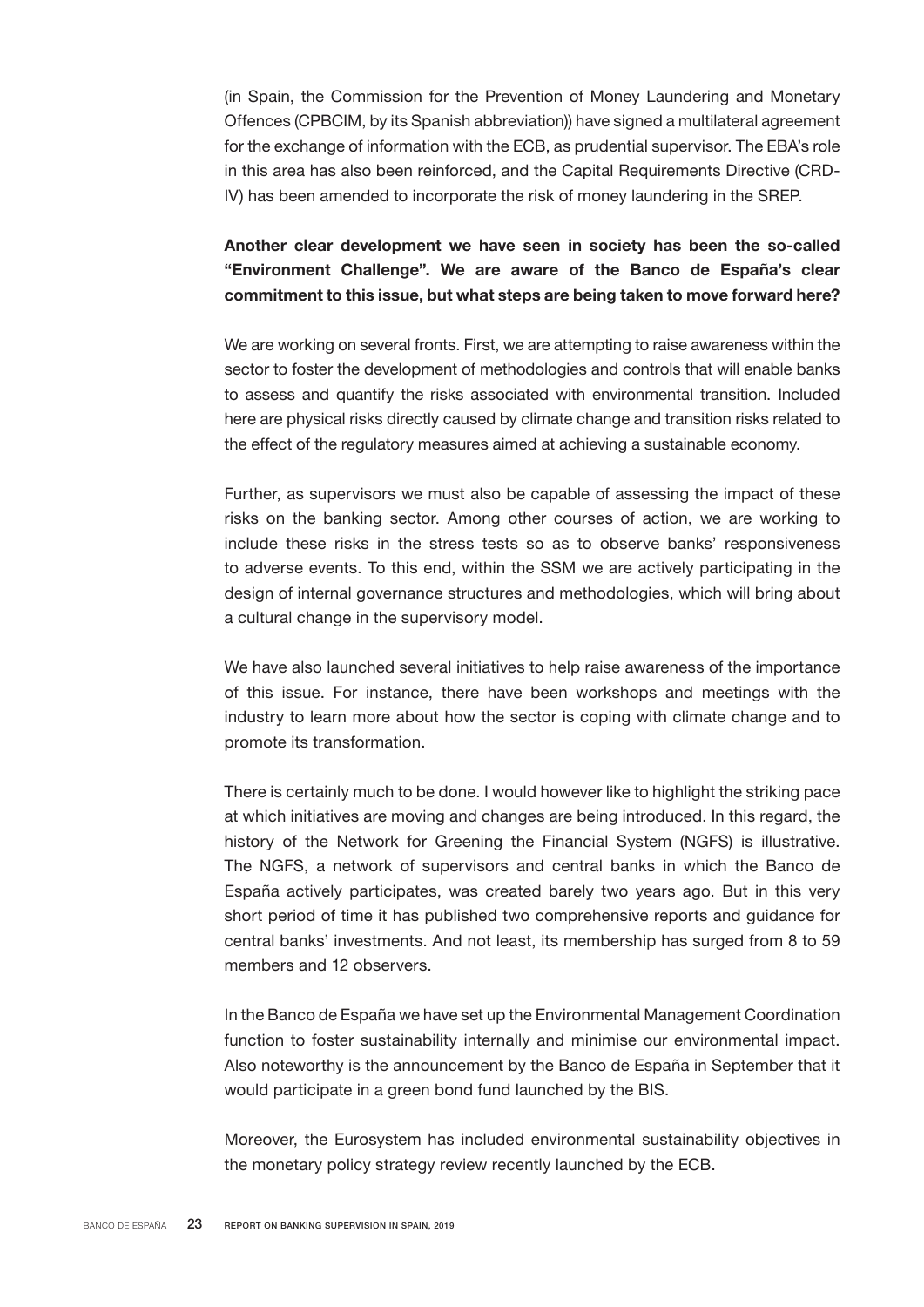(in Spain, the Commission for the Prevention of Money Laundering and Monetary Offences (CPBCIM, by its Spanish abbreviation)) have signed a multilateral agreement for the exchange of information with the ECB, as prudential supervisor. The EBA's role in this area has also been reinforced, and the Capital Requirements Directive (CRD-IV) has been amended to incorporate the risk of money laundering in the SREP.

**Another clear development we have seen in society has been the so-called "Environment Challenge". We are aware of the Banco de España's clear commitment to this issue, but what steps are being taken to move forward here?**

We are working on several fronts. First, we are attempting to raise awareness within the sector to foster the development of methodologies and controls that will enable banks to assess and quantify the risks associated with environmental transition. Included here are physical risks directly caused by climate change and transition risks related to the effect of the regulatory measures aimed at achieving a sustainable economy.

Further, as supervisors we must also be capable of assessing the impact of these risks on the banking sector. Among other courses of action, we are working to include these risks in the stress tests so as to observe banks' responsiveness to adverse events. To this end, within the SSM we are actively participating in the design of internal governance structures and methodologies, which will bring about a cultural change in the supervisory model.

We have also launched several initiatives to help raise awareness of the importance of this issue. For instance, there have been workshops and meetings with the industry to learn more about how the sector is coping with climate change and to promote its transformation.

There is certainly much to be done. I would however like to highlight the striking pace at which initiatives are moving and changes are being introduced. In this regard, the history of the Network for Greening the Financial System (NGFS) is illustrative. The NGFS, a network of supervisors and central banks in which the Banco de España actively participates, was created barely two years ago. But in this very short period of time it has published two comprehensive reports and guidance for central banks' investments. And not least, its membership has surged from 8 to 59 members and 12 observers.

In the Banco de España we have set up the Environmental Management Coordination function to foster sustainability internally and minimise our environmental impact. Also noteworthy is the announcement by the Banco de España in September that it would participate in a green bond fund launched by the BIS.

Moreover, the Eurosystem has included environmental sustainability objectives in the monetary policy strategy review recently launched by the ECB.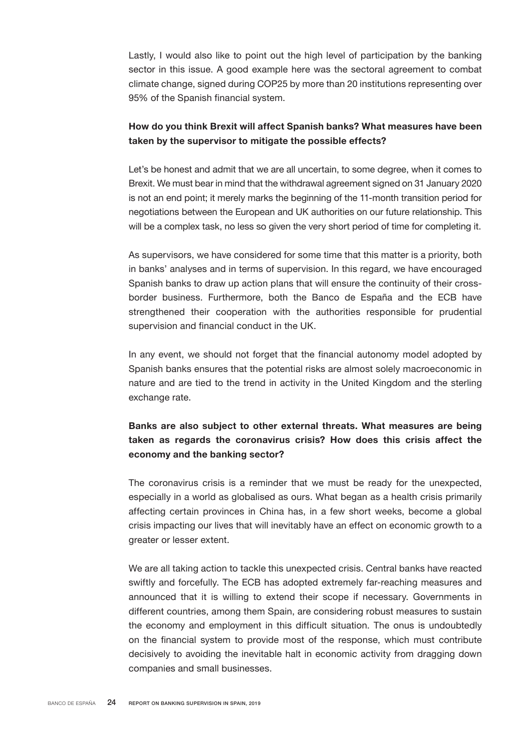Lastly, I would also like to point out the high level of participation by the banking sector in this issue. A good example here was the sectoral agreement to combat climate change, signed during COP25 by more than 20 institutions representing over 95% of the Spanish financial system.

**How do you think Brexit will affect Spanish banks? What measures have been taken by the supervisor to mitigate the possible effects?**

Let's be honest and admit that we are all uncertain, to some degree, when it comes to Brexit. We must bear in mind that the withdrawal agreement signed on 31 January 2020 is not an end point; it merely marks the beginning of the 11-month transition period for negotiations between the European and UK authorities on our future relationship. This will be a complex task, no less so given the very short period of time for completing it.

As supervisors, we have considered for some time that this matter is a priority, both in banks' analyses and in terms of supervision. In this regard, we have encouraged Spanish banks to draw up action plans that will ensure the continuity of their cross-border business. Furthermore, both the Banco de España and the ECB have strengthened their cooperation with the authorities responsible for prudential supervision and financial conduct in the UK.

In any event, we should not forget that the financial autonomy model adopted by Spanish banks ensures that the potential risks are almost solely macroeconomic in nature and are tied to the trend in activity in the United Kingdom and the sterling exchange rate.

**Banks are also subject to other external threats. What measures are being taken as regards the coronavirus crisis? How does this crisis affect the economy and the banking sector?**

The coronavirus crisis is a reminder that we must be ready for the unexpected, especially in a world as globalised as ours. What began as a health crisis primarily affecting certain provinces in China has, in a few short weeks, become a global crisis impacting our lives that will inevitably have an effect on economic growth to a greater or lesser extent.

We are all taking action to tackle this unexpected crisis. Central banks have reacted swiftly and forcefully. The ECB has adopted extremely far-reaching measures and announced that it is willing to extend their scope if necessary. Governments in different countries, among them Spain, are considering robust measures to sustain the economy and employment in this difficult situation. The onus is undoubtedly on the financial system to provide most of the response, which must contribute decisively to avoiding the inevitable halt in economic activity from dragging down companies and small businesses.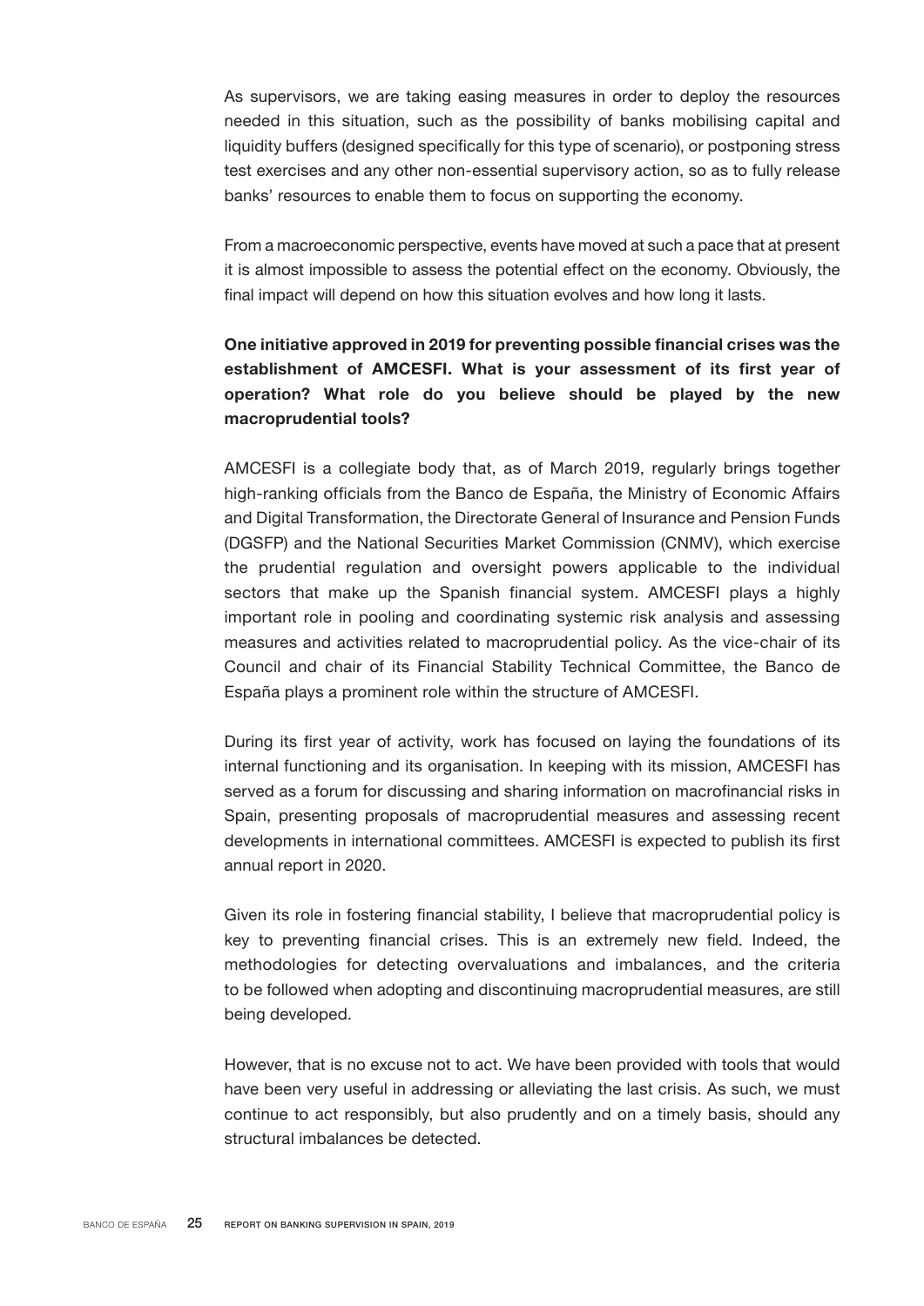As supervisors, we are taking easing measures in order to deploy the resources needed in this situation, such as the possibility of banks mobilising capital and liquidity buffers (designed specifically for this type of scenario), or postponing stress test exercises and any other non-essential supervisory action, so as to fully release banks' resources to enable them to focus on supporting the economy.

From a macroeconomic perspective, events have moved at such a pace that at present it is almost impossible to assess the potential effect on the economy. Obviously, the final impact will depend on how this situation evolves and how long it lasts.

**One initiative approved in 2019 for preventing possible financial crises was the establishment of AMCESFI. What is your assessment of its first year of operation? What role do you believe should be played by the new macroprudential tools?**

AMCESFI is a collegiate body that, as of March 2019, regularly brings together high-ranking officials from the Banco de España, the Ministry of Economic Affairs and Digital Transformation, the Directorate General of Insurance and Pension Funds (DGSFP) and the National Securities Market Commission (CNMV), which exercise the prudential regulation and oversight powers applicable to the individual sectors that make up the Spanish financial system. AMCESFI plays a highly important role in pooling and coordinating systemic risk analysis and assessing measures and activities related to macroprudential policy. As the vice-chair of its Council and chair of its Financial Stability Technical Committee, the Banco de España plays a prominent role within the structure of AMCESFI.

During its first year of activity, work has focused on laying the foundations of its internal functioning and its organisation. In keeping with its mission, AMCESFI has served as a forum for discussing and sharing information on macrofinancial risks in Spain, presenting proposals of macroprudential measures and assessing recent developments in international committees. AMCESFI is expected to publish its first annual report in 2020.

Given its role in fostering financial stability, I believe that macroprudential policy is key to preventing financial crises. This is an extremely new field. Indeed, the methodologies for detecting overvaluations and imbalances, and the criteria to be followed when adopting and discontinuing macroprudential measures, are still being developed.

However, that is no excuse not to act. We have been provided with tools that would have been very useful in addressing or alleviating the last crisis. As such, we must continue to act responsibly, but also prudently and on a timely basis, should any structural imbalances be detected.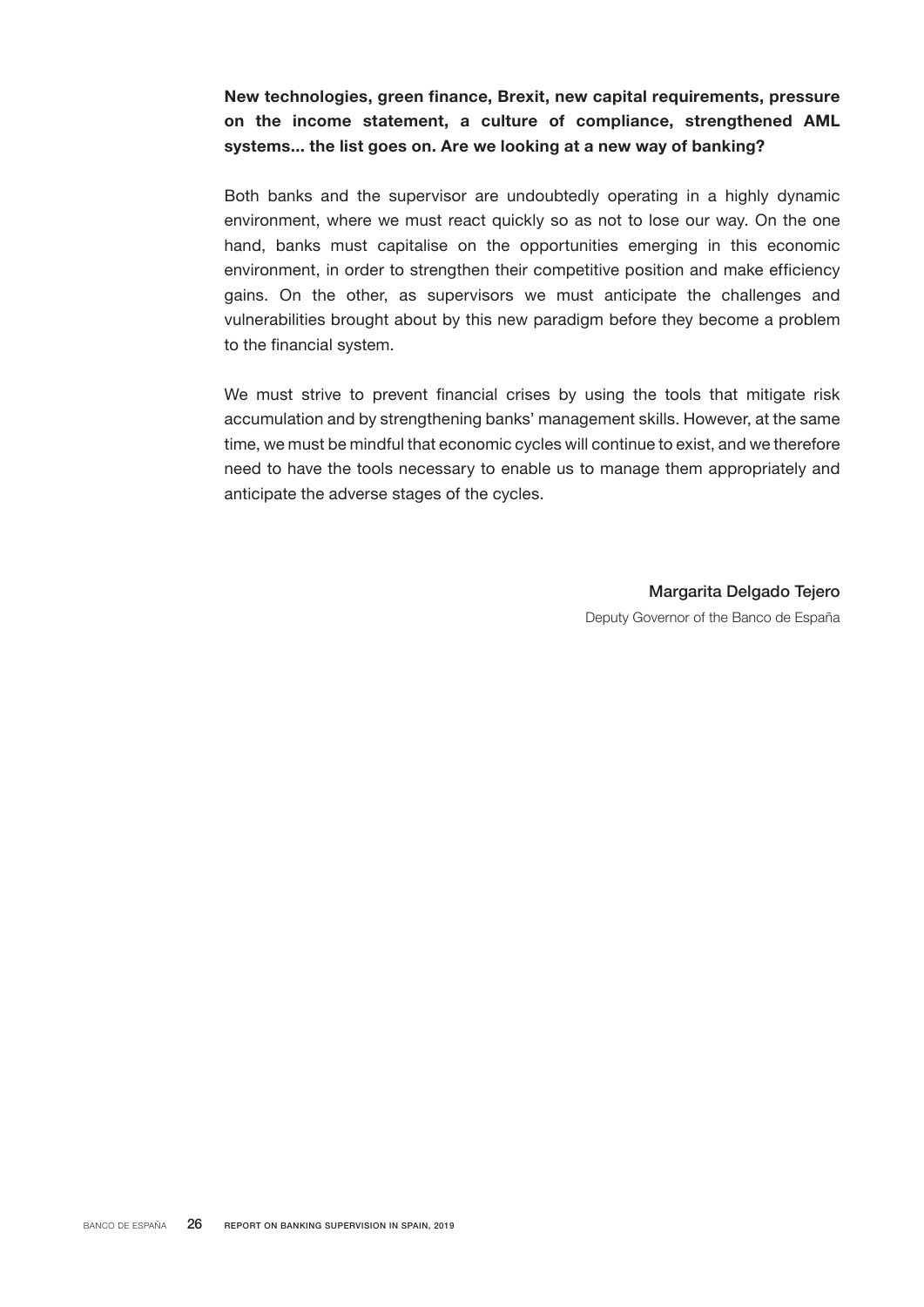**New technologies, green finance, Brexit, new capital requirements, pressure on the income statement, a culture of compliance, strengthened AML systems... the list goes on. Are we looking at a new way of banking?**

Both banks and the supervisor are undoubtedly operating in a highly dynamic environment, where we must react quickly so as not to lose our way. On the one hand, banks must capitalise on the opportunities emerging in this economic environment, in order to strengthen their competitive position and make efficiency gains. On the other, as supervisors we must anticipate the challenges and vulnerabilities brought about by this new paradigm before they become a problem to the financial system.

We must strive to prevent financial crises by using the tools that mitigate risk accumulation and by strengthening banks' management skills. However, at the same time, we must be mindful that economic cycles will continue to exist, and we therefore need to have the tools necessary to enable us to manage them appropriately and anticipate the adverse stages of the cycles.

**Margarita Delgado Tejero**

Deputy Governor of the Banco de España